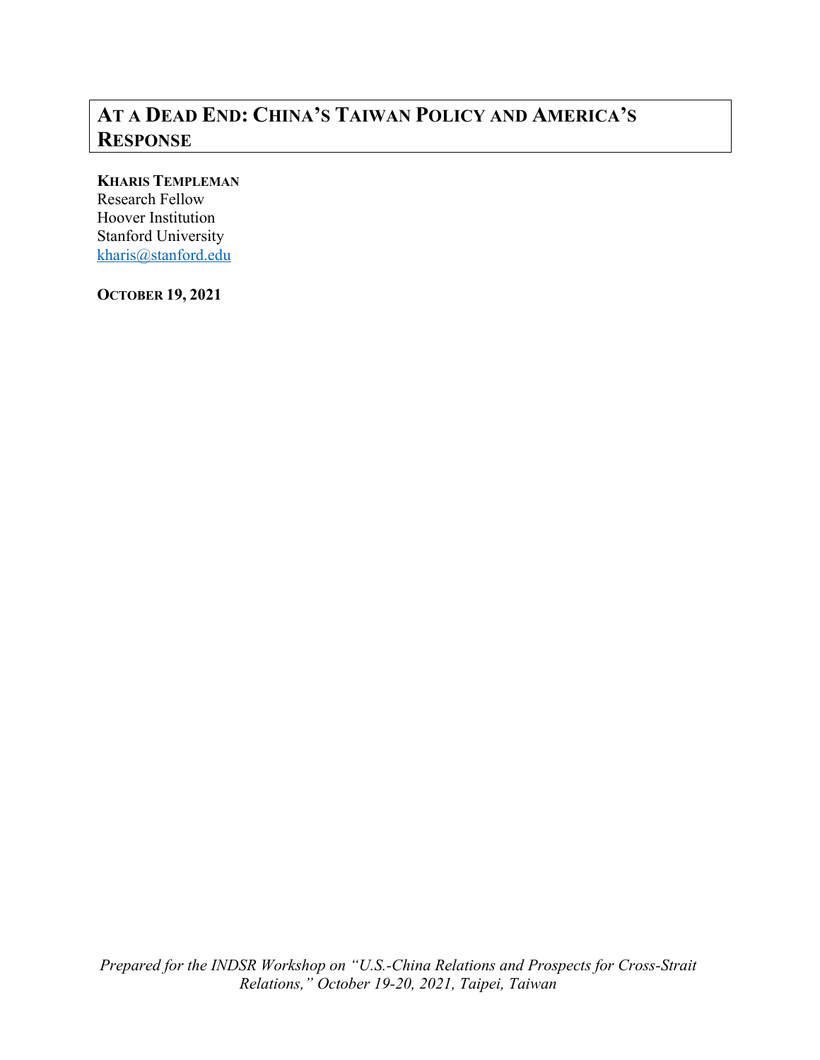# At a Dead End: China's Taiwan Policy and America's Response

**Kharis Templeman**
Research Fellow
Hoover Institution
Stanford University
kharis@stanford.edu

**October 19, 2021**

*Prepared for the INDSR Workshop on "U.S.-China Relations and Prospects for Cross-Strait Relations," October 19-20, 2021, Taipei, Taiwan*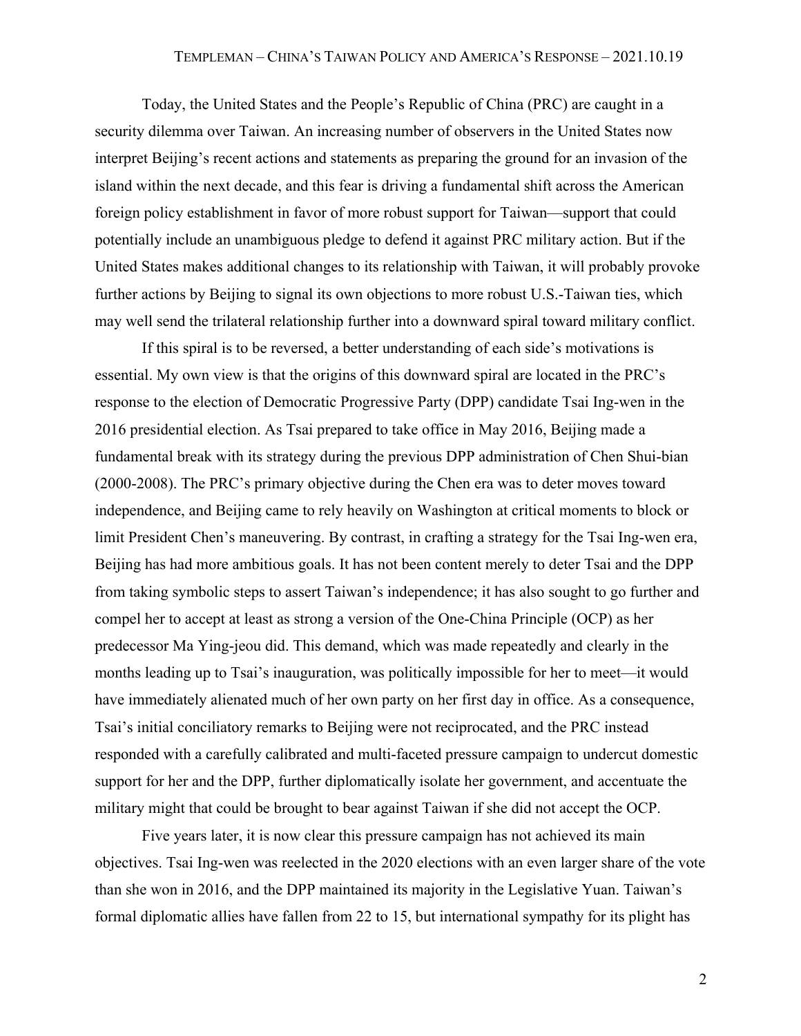Today, the United States and the People's Republic of China (PRC) are caught in a security dilemma over Taiwan. An increasing number of observers in the United States now interpret Beijing's recent actions and statements as preparing the ground for an invasion of the island within the next decade, and this fear is driving a fundamental shift across the American foreign policy establishment in favor of more robust support for Taiwan—support that could potentially include an unambiguous pledge to defend it against PRC military action. But if the United States makes additional changes to its relationship with Taiwan, it will probably provoke further actions by Beijing to signal its own objections to more robust U.S.-Taiwan ties, which may well send the trilateral relationship further into a downward spiral toward military conflict.

If this spiral is to be reversed, a better understanding of each side's motivations is essential. My own view is that the origins of this downward spiral are located in the PRC's response to the election of Democratic Progressive Party (DPP) candidate Tsai Ing-wen in the 2016 presidential election. As Tsai prepared to take office in May 2016, Beijing made a fundamental break with its strategy during the previous DPP administration of Chen Shui-bian (2000-2008). The PRC's primary objective during the Chen era was to deter moves toward independence, and Beijing came to rely heavily on Washington at critical moments to block or limit President Chen's maneuvering. By contrast, in crafting a strategy for the Tsai Ing-wen era, Beijing has had more ambitious goals. It has not been content merely to deter Tsai and the DPP from taking symbolic steps to assert Taiwan's independence; it has also sought to go further and compel her to accept at least as strong a version of the One-China Principle (OCP) as her predecessor Ma Ying-jeou did. This demand, which was made repeatedly and clearly in the months leading up to Tsai's inauguration, was politically impossible for her to meet—it would have immediately alienated much of her own party on her first day in office. As a consequence, Tsai's initial conciliatory remarks to Beijing were not reciprocated, and the PRC instead responded with a carefully calibrated and multi-faceted pressure campaign to undercut domestic support for her and the DPP, further diplomatically isolate her government, and accentuate the military might that could be brought to bear against Taiwan if she did not accept the OCP.

Five years later, it is now clear this pressure campaign has not achieved its main objectives. Tsai Ing-wen was reelected in the 2020 elections with an even larger share of the vote than she won in 2016, and the DPP maintained its majority in the Legislative Yuan. Taiwan's formal diplomatic allies have fallen from 22 to 15, but international sympathy for its plight has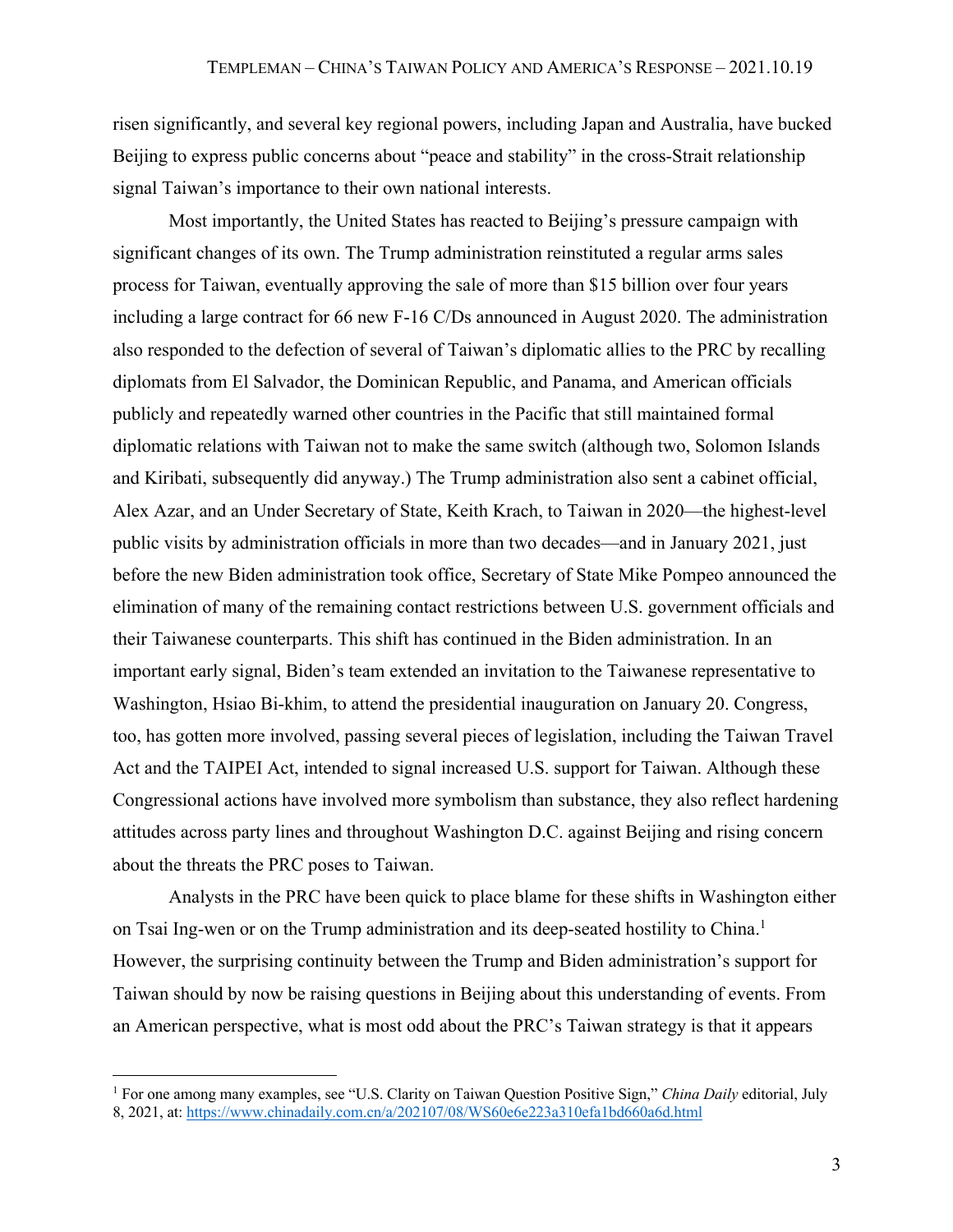risen significantly, and several key regional powers, including Japan and Australia, have bucked Beijing to express public concerns about "peace and stability" in the cross-Strait relationship signal Taiwan's importance to their own national interests.

Most importantly, the United States has reacted to Beijing's pressure campaign with significant changes of its own. The Trump administration reinstituted a regular arms sales process for Taiwan, eventually approving the sale of more than $15 billion over four years including a large contract for 66 new F-16 C/Ds announced in August 2020. The administration also responded to the defection of several of Taiwan's diplomatic allies to the PRC by recalling diplomats from El Salvador, the Dominican Republic, and Panama, and American officials publicly and repeatedly warned other countries in the Pacific that still maintained formal diplomatic relations with Taiwan not to make the same switch (although two, Solomon Islands and Kiribati, subsequently did anyway.) The Trump administration also sent a cabinet official, Alex Azar, and an Under Secretary of State, Keith Krach, to Taiwan in 2020—the highest-level public visits by administration officials in more than two decades—and in January 2021, just before the new Biden administration took office, Secretary of State Mike Pompeo announced the elimination of many of the remaining contact restrictions between U.S. government officials and their Taiwanese counterparts. This shift has continued in the Biden administration. In an important early signal, Biden's team extended an invitation to the Taiwanese representative to Washington, Hsiao Bi-khim, to attend the presidential inauguration on January 20. Congress, too, has gotten more involved, passing several pieces of legislation, including the Taiwan Travel Act and the TAIPEI Act, intended to signal increased U.S. support for Taiwan. Although these Congressional actions have involved more symbolism than substance, they also reflect hardening attitudes across party lines and throughout Washington D.C. against Beijing and rising concern about the threats the PRC poses to Taiwan.

Analysts in the PRC have been quick to place blame for these shifts in Washington either on Tsai Ing-wen or on the Trump administration and its deep-seated hostility to China.[1] However, the surprising continuity between the Trump and Biden administration's support for Taiwan should by now be raising questions in Beijing about this understanding of events. From an American perspective, what is most odd about the PRC's Taiwan strategy is that it appears

---

[1] For one among many examples, see "U.S. Clarity on Taiwan Question Positive Sign," *China Daily* editorial, July 8, 2021, at: https://www.chinadaily.com.cn/a/202107/08/WS60e6e223a310efa1bd660a6d.html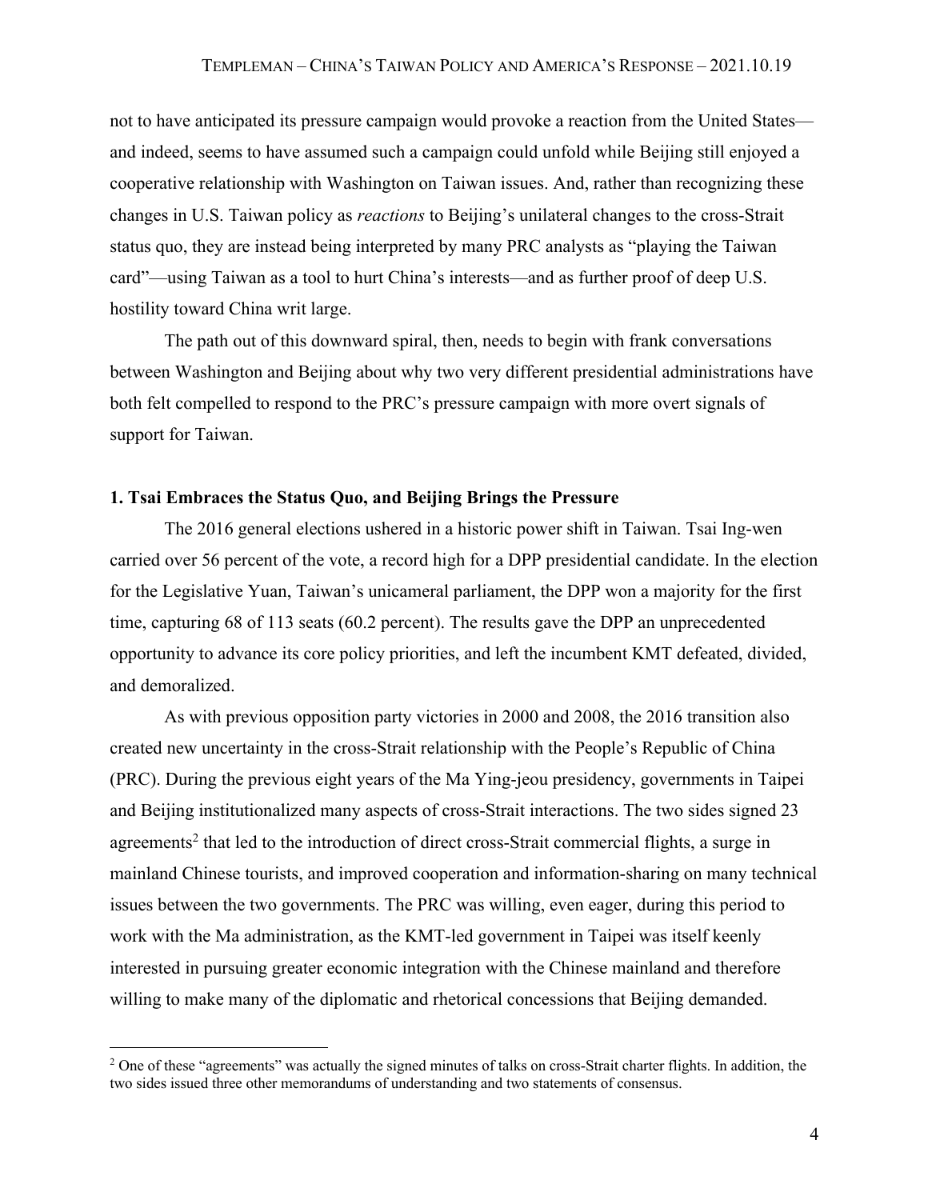not to have anticipated its pressure campaign would provoke a reaction from the United States—and indeed, seems to have assumed such a campaign could unfold while Beijing still enjoyed a cooperative relationship with Washington on Taiwan issues. And, rather than recognizing these changes in U.S. Taiwan policy as *reactions* to Beijing's unilateral changes to the cross-Strait status quo, they are instead being interpreted by many PRC analysts as "playing the Taiwan card"—using Taiwan as a tool to hurt China's interests—and as further proof of deep U.S. hostility toward China writ large.

The path out of this downward spiral, then, needs to begin with frank conversations between Washington and Beijing about why two very different presidential administrations have both felt compelled to respond to the PRC's pressure campaign with more overt signals of support for Taiwan.

### 1. Tsai Embraces the Status Quo, and Beijing Brings the Pressure

The 2016 general elections ushered in a historic power shift in Taiwan. Tsai Ing-wen carried over 56 percent of the vote, a record high for a DPP presidential candidate. In the election for the Legislative Yuan, Taiwan's unicameral parliament, the DPP won a majority for the first time, capturing 68 of 113 seats (60.2 percent). The results gave the DPP an unprecedented opportunity to advance its core policy priorities, and left the incumbent KMT defeated, divided, and demoralized.

As with previous opposition party victories in 2000 and 2008, the 2016 transition also created new uncertainty in the cross-Strait relationship with the People's Republic of China (PRC). During the previous eight years of the Ma Ying-jeou presidency, governments in Taipei and Beijing institutionalized many aspects of cross-Strait interactions. The two sides signed 23 agreements[2] that led to the introduction of direct cross-Strait commercial flights, a surge in mainland Chinese tourists, and improved cooperation and information-sharing on many technical issues between the two governments. The PRC was willing, even eager, during this period to work with the Ma administration, as the KMT-led government in Taipei was itself keenly interested in pursuing greater economic integration with the Chinese mainland and therefore willing to make many of the diplomatic and rhetorical concessions that Beijing demanded.

[2] One of these "agreements" was actually the signed minutes of talks on cross-Strait charter flights. In addition, the two sides issued three other memorandums of understanding and two statements of consensus.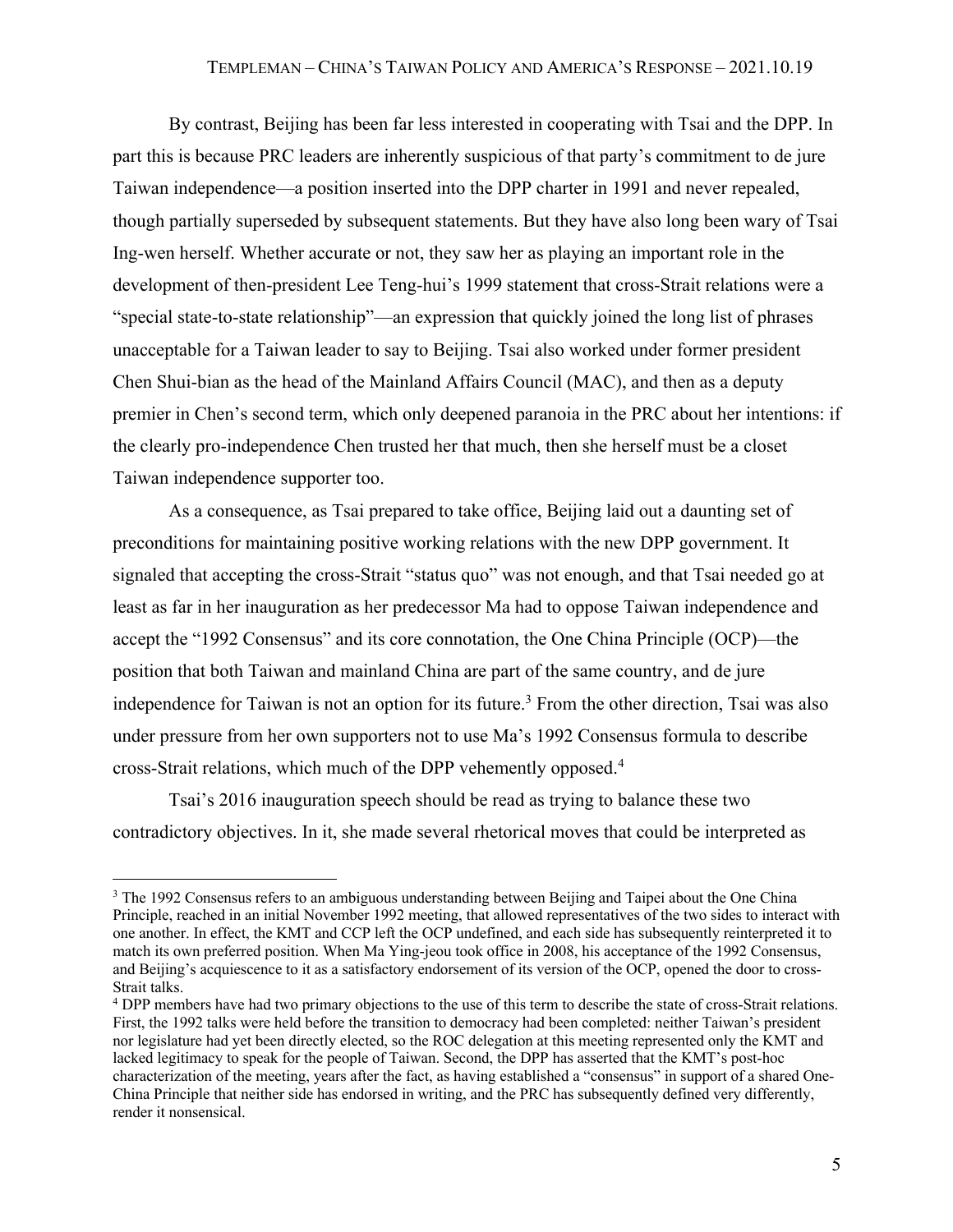By contrast, Beijing has been far less interested in cooperating with Tsai and the DPP. In part this is because PRC leaders are inherently suspicious of that party's commitment to de jure Taiwan independence—a position inserted into the DPP charter in 1991 and never repealed, though partially superseded by subsequent statements. But they have also long been wary of Tsai Ing-wen herself. Whether accurate or not, they saw her as playing an important role in the development of then-president Lee Teng-hui's 1999 statement that cross-Strait relations were a "special state-to-state relationship"—an expression that quickly joined the long list of phrases unacceptable for a Taiwan leader to say to Beijing. Tsai also worked under former president Chen Shui-bian as the head of the Mainland Affairs Council (MAC), and then as a deputy premier in Chen's second term, which only deepened paranoia in the PRC about her intentions: if the clearly pro-independence Chen trusted her that much, then she herself must be a closet Taiwan independence supporter too.

As a consequence, as Tsai prepared to take office, Beijing laid out a daunting set of preconditions for maintaining positive working relations with the new DPP government. It signaled that accepting the cross-Strait "status quo" was not enough, and that Tsai needed go at least as far in her inauguration as her predecessor Ma had to oppose Taiwan independence and accept the "1992 Consensus" and its core connotation, the One China Principle (OCP)—the position that both Taiwan and mainland China are part of the same country, and de jure independence for Taiwan is not an option for its future.[3] From the other direction, Tsai was also under pressure from her own supporters not to use Ma's 1992 Consensus formula to describe cross-Strait relations, which much of the DPP vehemently opposed.[4]

Tsai's 2016 inauguration speech should be read as trying to balance these two contradictory objectives. In it, she made several rhetorical moves that could be interpreted as

---

[3] The 1992 Consensus refers to an ambiguous understanding between Beijing and Taipei about the One China Principle, reached in an initial November 1992 meeting, that allowed representatives of the two sides to interact with one another. In effect, the KMT and CCP left the OCP undefined, and each side has subsequently reinterpreted it to match its own preferred position. When Ma Ying-jeou took office in 2008, his acceptance of the 1992 Consensus, and Beijing's acquiescence to it as a satisfactory endorsement of its version of the OCP, opened the door to cross-Strait talks.

[4] DPP members have had two primary objections to the use of this term to describe the state of cross-Strait relations. First, the 1992 talks were held before the transition to democracy had been completed: neither Taiwan's president nor legislature had yet been directly elected, so the ROC delegation at this meeting represented only the KMT and lacked legitimacy to speak for the people of Taiwan. Second, the DPP has asserted that the KMT's post-hoc characterization of the meeting, years after the fact, as having established a "consensus" in support of a shared One-China Principle that neither side has endorsed in writing, and the PRC has subsequently defined very differently, render it nonsensical.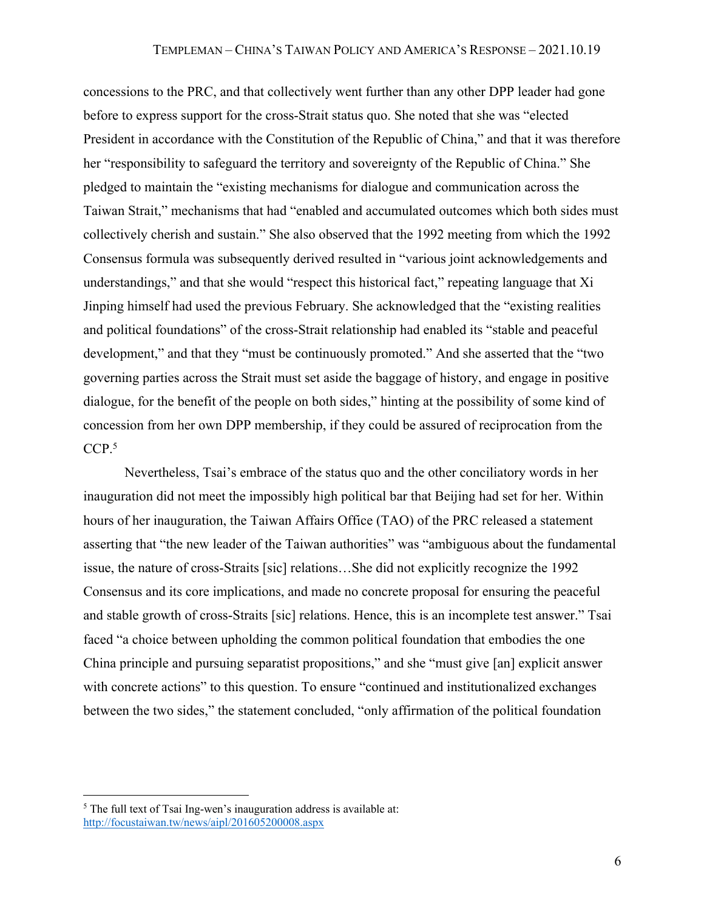concessions to the PRC, and that collectively went further than any other DPP leader had gone before to express support for the cross-Strait status quo. She noted that she was "elected President in accordance with the Constitution of the Republic of China," and that it was therefore her "responsibility to safeguard the territory and sovereignty of the Republic of China." She pledged to maintain the "existing mechanisms for dialogue and communication across the Taiwan Strait," mechanisms that had "enabled and accumulated outcomes which both sides must collectively cherish and sustain." She also observed that the 1992 meeting from which the 1992 Consensus formula was subsequently derived resulted in "various joint acknowledgements and understandings," and that she would "respect this historical fact," repeating language that Xi Jinping himself had used the previous February. She acknowledged that the "existing realities and political foundations" of the cross-Strait relationship had enabled its "stable and peaceful development," and that they "must be continuously promoted." And she asserted that the "two governing parties across the Strait must set aside the baggage of history, and engage in positive dialogue, for the benefit of the people on both sides," hinting at the possibility of some kind of concession from her own DPP membership, if they could be assured of reciprocation from the CCP.[5]

Nevertheless, Tsai's embrace of the status quo and the other conciliatory words in her inauguration did not meet the impossibly high political bar that Beijing had set for her. Within hours of her inauguration, the Taiwan Affairs Office (TAO) of the PRC released a statement asserting that "the new leader of the Taiwan authorities" was "ambiguous about the fundamental issue, the nature of cross-Straits [sic] relations…She did not explicitly recognize the 1992 Consensus and its core implications, and made no concrete proposal for ensuring the peaceful and stable growth of cross-Straits [sic] relations. Hence, this is an incomplete test answer." Tsai faced "a choice between upholding the common political foundation that embodies the one China principle and pursuing separatist propositions," and she "must give [an] explicit answer with concrete actions" to this question. To ensure "continued and institutionalized exchanges between the two sides," the statement concluded, "only affirmation of the political foundation

---

[5] The full text of Tsai Ing-wen's inauguration address is available at: http://focustaiwan.tw/news/aipl/201605200008.aspx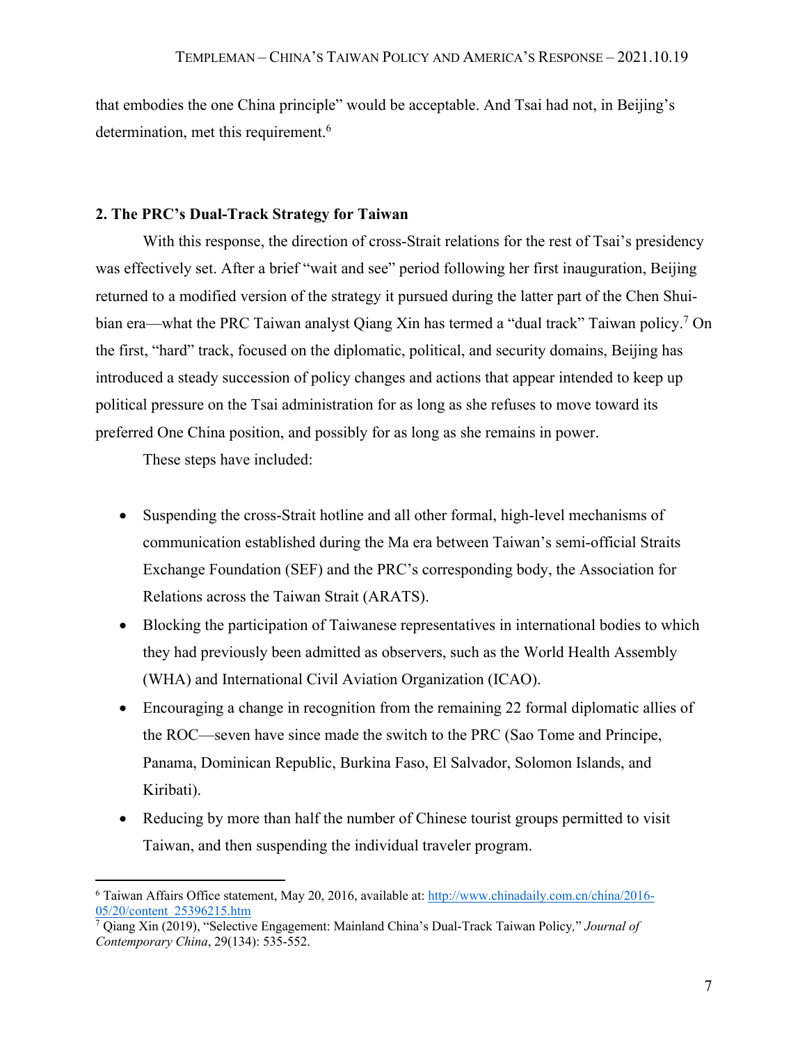that embodies the one China principle" would be acceptable. And Tsai had not, in Beijing's determination, met this requirement.[6]

## 2. The PRC's Dual-Track Strategy for Taiwan

With this response, the direction of cross-Strait relations for the rest of Tsai's presidency was effectively set. After a brief "wait and see" period following her first inauguration, Beijing returned to a modified version of the strategy it pursued during the latter part of the Chen Shui-bian era—what the PRC Taiwan analyst Qiang Xin has termed a "dual track" Taiwan policy.[7] On the first, "hard" track, focused on the diplomatic, political, and security domains, Beijing has introduced a steady succession of policy changes and actions that appear intended to keep up political pressure on the Tsai administration for as long as she refuses to move toward its preferred One China position, and possibly for as long as she remains in power.

These steps have included:

- Suspending the cross-Strait hotline and all other formal, high-level mechanisms of communication established during the Ma era between Taiwan's semi-official Straits Exchange Foundation (SEF) and the PRC's corresponding body, the Association for Relations across the Taiwan Strait (ARATS).
- Blocking the participation of Taiwanese representatives in international bodies to which they had previously been admitted as observers, such as the World Health Assembly (WHA) and International Civil Aviation Organization (ICAO).
- Encouraging a change in recognition from the remaining 22 formal diplomatic allies of the ROC—seven have since made the switch to the PRC (Sao Tome and Principe, Panama, Dominican Republic, Burkina Faso, El Salvador, Solomon Islands, and Kiribati).
- Reducing by more than half the number of Chinese tourist groups permitted to visit Taiwan, and then suspending the individual traveler program.

---

[6] Taiwan Affairs Office statement, May 20, 2016, available at: http://www.chinadaily.com.cn/china/2016-05/20/content_25396215.htm

[7] Qiang Xin (2019), "Selective Engagement: Mainland China's Dual-Track Taiwan Policy," *Journal of Contemporary China*, 29(134): 535-552.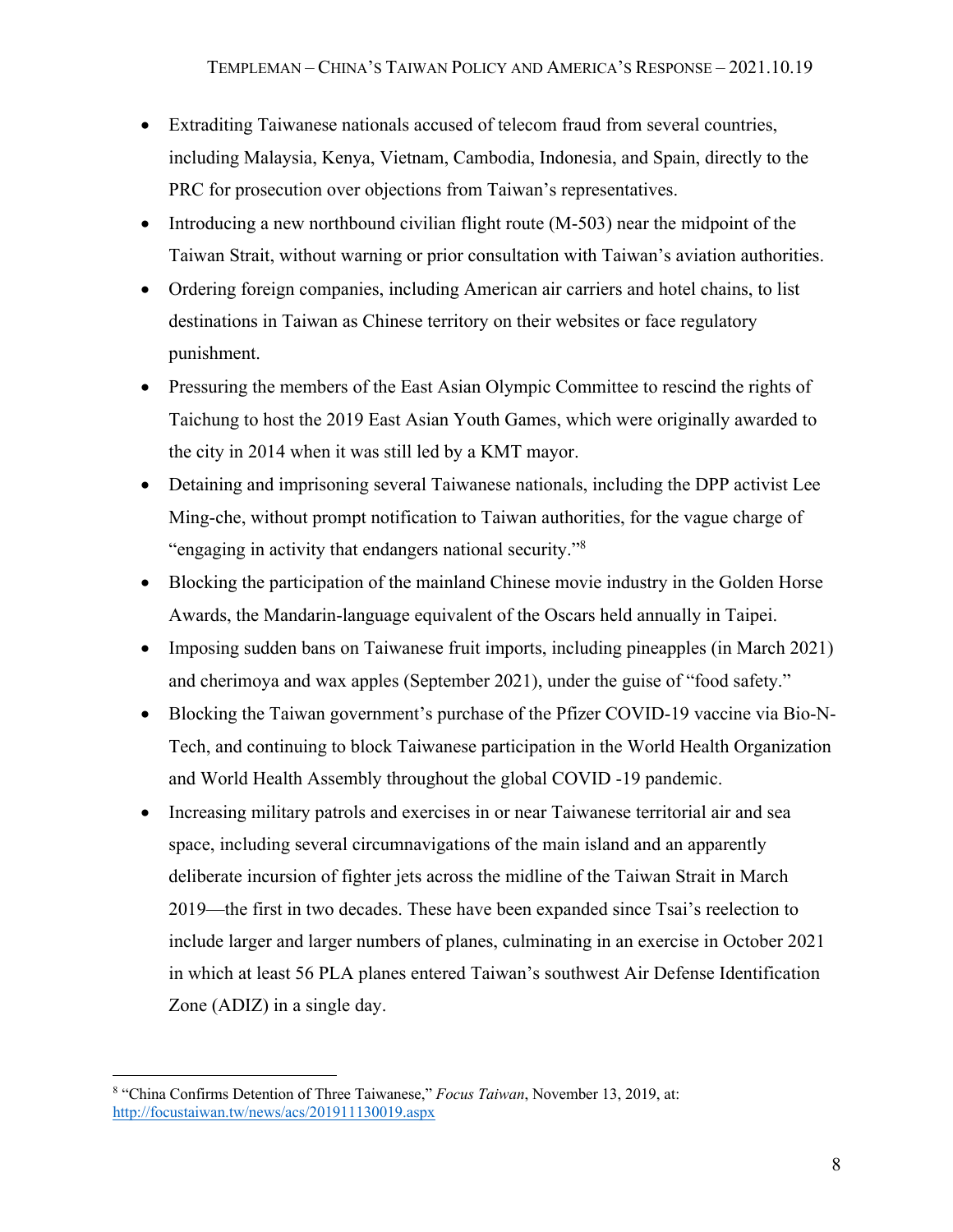- Extraditing Taiwanese nationals accused of telecom fraud from several countries, including Malaysia, Kenya, Vietnam, Cambodia, Indonesia, and Spain, directly to the PRC for prosecution over objections from Taiwan's representatives.
- Introducing a new northbound civilian flight route (M-503) near the midpoint of the Taiwan Strait, without warning or prior consultation with Taiwan's aviation authorities.
- Ordering foreign companies, including American air carriers and hotel chains, to list destinations in Taiwan as Chinese territory on their websites or face regulatory punishment.
- Pressuring the members of the East Asian Olympic Committee to rescind the rights of Taichung to host the 2019 East Asian Youth Games, which were originally awarded to the city in 2014 when it was still led by a KMT mayor.
- Detaining and imprisoning several Taiwanese nationals, including the DPP activist Lee Ming-che, without prompt notification to Taiwan authorities, for the vague charge of "engaging in activity that endangers national security."[8]
- Blocking the participation of the mainland Chinese movie industry in the Golden Horse Awards, the Mandarin-language equivalent of the Oscars held annually in Taipei.
- Imposing sudden bans on Taiwanese fruit imports, including pineapples (in March 2021) and cherimoya and wax apples (September 2021), under the guise of "food safety."
- Blocking the Taiwan government's purchase of the Pfizer COVID-19 vaccine via Bio-N-Tech, and continuing to block Taiwanese participation in the World Health Organization and World Health Assembly throughout the global COVID -19 pandemic.
- Increasing military patrols and exercises in or near Taiwanese territorial air and sea space, including several circumnavigations of the main island and an apparently deliberate incursion of fighter jets across the midline of the Taiwan Strait in March 2019—the first in two decades. These have been expanded since Tsai's reelection to include larger and larger numbers of planes, culminating in an exercise in October 2021 in which at least 56 PLA planes entered Taiwan's southwest Air Defense Identification Zone (ADIZ) in a single day.

---

[8] "China Confirms Detention of Three Taiwanese," *Focus Taiwan*, November 13, 2019, at: http://focustaiwan.tw/news/acs/201911130019.aspx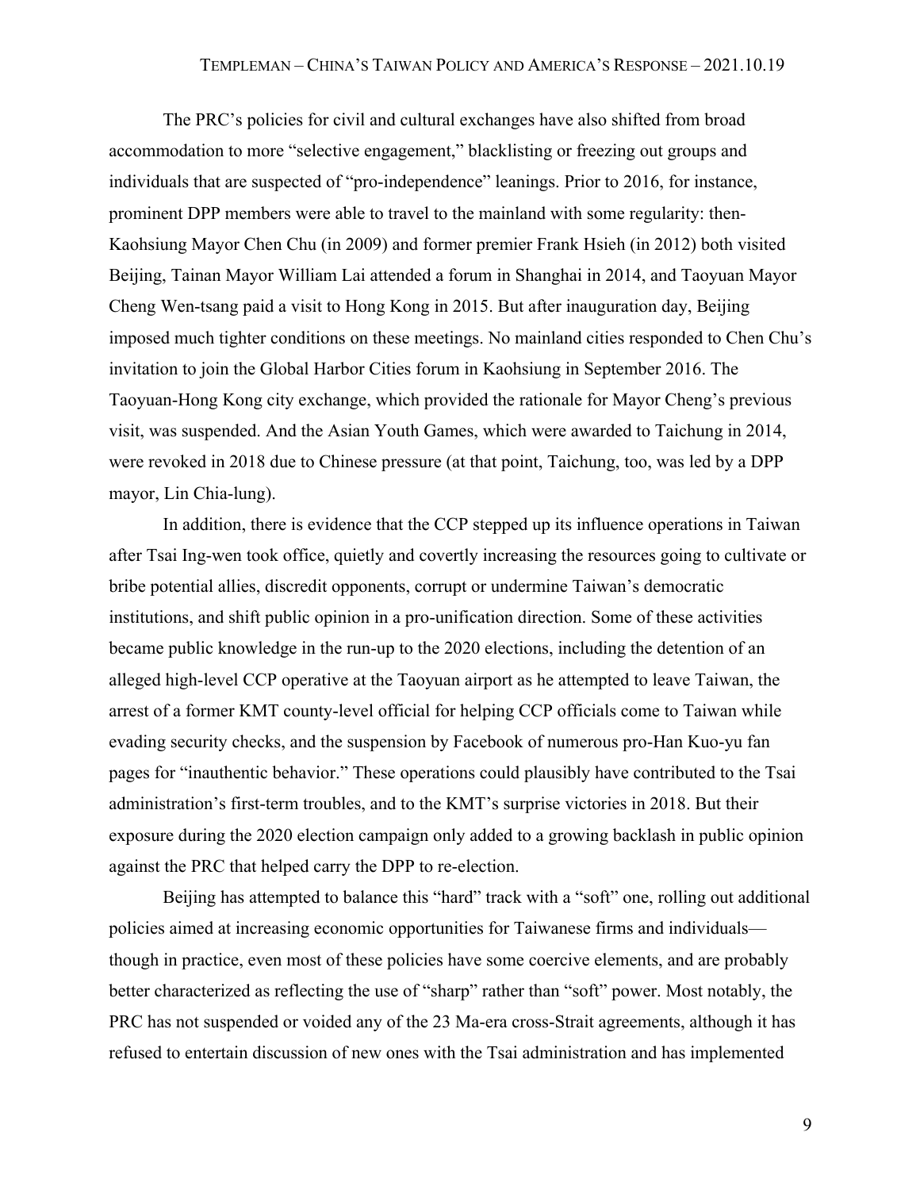The PRC's policies for civil and cultural exchanges have also shifted from broad accommodation to more "selective engagement," blacklisting or freezing out groups and individuals that are suspected of "pro-independence" leanings. Prior to 2016, for instance, prominent DPP members were able to travel to the mainland with some regularity: then-Kaohsiung Mayor Chen Chu (in 2009) and former premier Frank Hsieh (in 2012) both visited Beijing, Tainan Mayor William Lai attended a forum in Shanghai in 2014, and Taoyuan Mayor Cheng Wen-tsang paid a visit to Hong Kong in 2015. But after inauguration day, Beijing imposed much tighter conditions on these meetings. No mainland cities responded to Chen Chu's invitation to join the Global Harbor Cities forum in Kaohsiung in September 2016. The Taoyuan-Hong Kong city exchange, which provided the rationale for Mayor Cheng's previous visit, was suspended. And the Asian Youth Games, which were awarded to Taichung in 2014, were revoked in 2018 due to Chinese pressure (at that point, Taichung, too, was led by a DPP mayor, Lin Chia-lung).

In addition, there is evidence that the CCP stepped up its influence operations in Taiwan after Tsai Ing-wen took office, quietly and covertly increasing the resources going to cultivate or bribe potential allies, discredit opponents, corrupt or undermine Taiwan's democratic institutions, and shift public opinion in a pro-unification direction. Some of these activities became public knowledge in the run-up to the 2020 elections, including the detention of an alleged high-level CCP operative at the Taoyuan airport as he attempted to leave Taiwan, the arrest of a former KMT county-level official for helping CCP officials come to Taiwan while evading security checks, and the suspension by Facebook of numerous pro-Han Kuo-yu fan pages for "inauthentic behavior." These operations could plausibly have contributed to the Tsai administration's first-term troubles, and to the KMT's surprise victories in 2018. But their exposure during the 2020 election campaign only added to a growing backlash in public opinion against the PRC that helped carry the DPP to re-election.

Beijing has attempted to balance this "hard" track with a "soft" one, rolling out additional policies aimed at increasing economic opportunities for Taiwanese firms and individuals—though in practice, even most of these policies have some coercive elements, and are probably better characterized as reflecting the use of "sharp" rather than "soft" power. Most notably, the PRC has not suspended or voided any of the 23 Ma-era cross-Strait agreements, although it has refused to entertain discussion of new ones with the Tsai administration and has implemented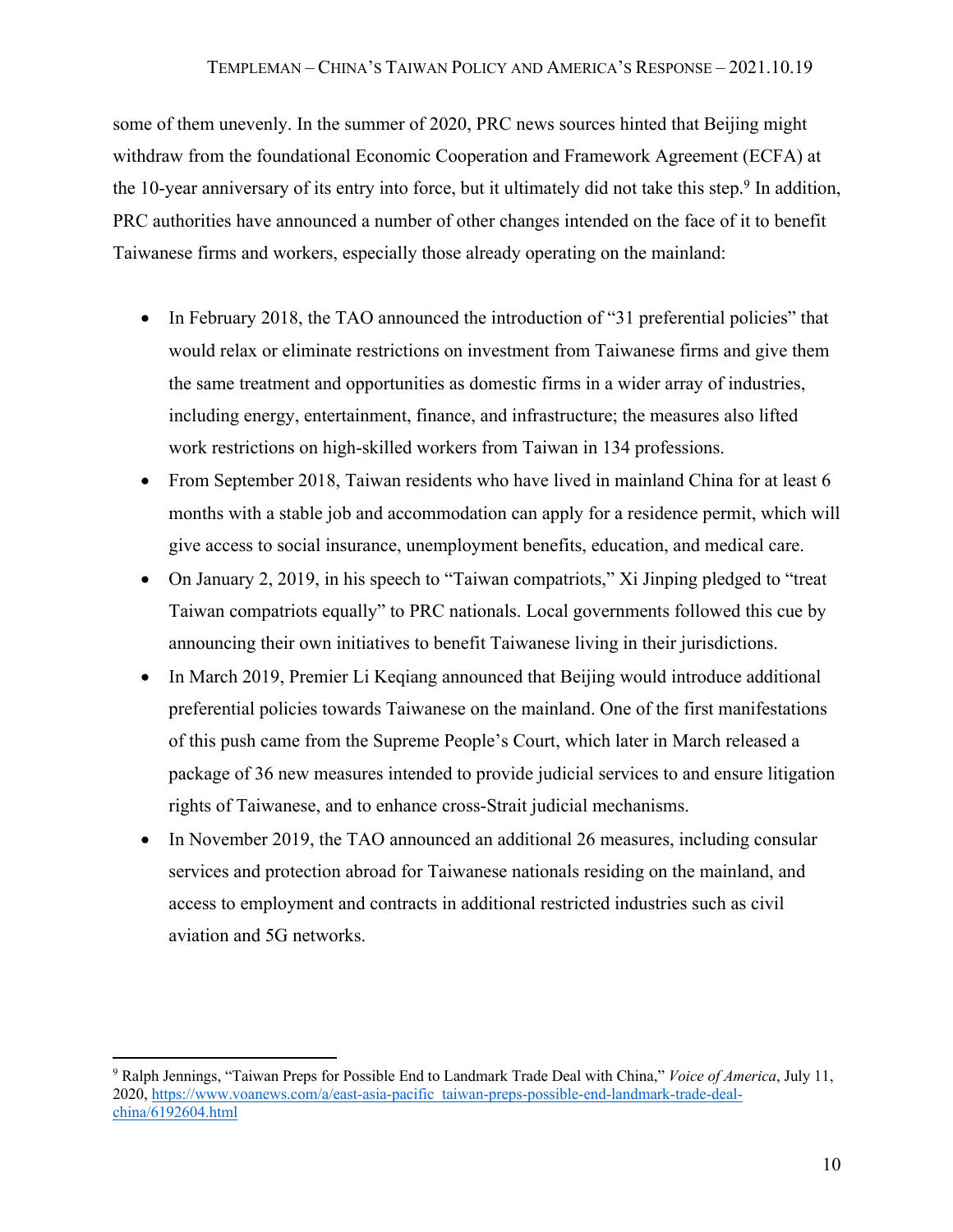some of them unevenly. In the summer of 2020, PRC news sources hinted that Beijing might withdraw from the foundational Economic Cooperation and Framework Agreement (ECFA) at the 10-year anniversary of its entry into force, but it ultimately did not take this step.[9] In addition, PRC authorities have announced a number of other changes intended on the face of it to benefit Taiwanese firms and workers, especially those already operating on the mainland:

- In February 2018, the TAO announced the introduction of "31 preferential policies" that would relax or eliminate restrictions on investment from Taiwanese firms and give them the same treatment and opportunities as domestic firms in a wider array of industries, including energy, entertainment, finance, and infrastructure; the measures also lifted work restrictions on high-skilled workers from Taiwan in 134 professions.
- From September 2018, Taiwan residents who have lived in mainland China for at least 6 months with a stable job and accommodation can apply for a residence permit, which will give access to social insurance, unemployment benefits, education, and medical care.
- On January 2, 2019, in his speech to "Taiwan compatriots," Xi Jinping pledged to "treat Taiwan compatriots equally" to PRC nationals. Local governments followed this cue by announcing their own initiatives to benefit Taiwanese living in their jurisdictions.
- In March 2019, Premier Li Keqiang announced that Beijing would introduce additional preferential policies towards Taiwanese on the mainland. One of the first manifestations of this push came from the Supreme People's Court, which later in March released a package of 36 new measures intended to provide judicial services to and ensure litigation rights of Taiwanese, and to enhance cross-Strait judicial mechanisms.
- In November 2019, the TAO announced an additional 26 measures, including consular services and protection abroad for Taiwanese nationals residing on the mainland, and access to employment and contracts in additional restricted industries such as civil aviation and 5G networks.

---

[9] Ralph Jennings, "Taiwan Preps for Possible End to Landmark Trade Deal with China," *Voice of America*, July 11, 2020, https://www.voanews.com/a/east-asia-pacific_taiwan-preps-possible-end-landmark-trade-deal-china/6192604.html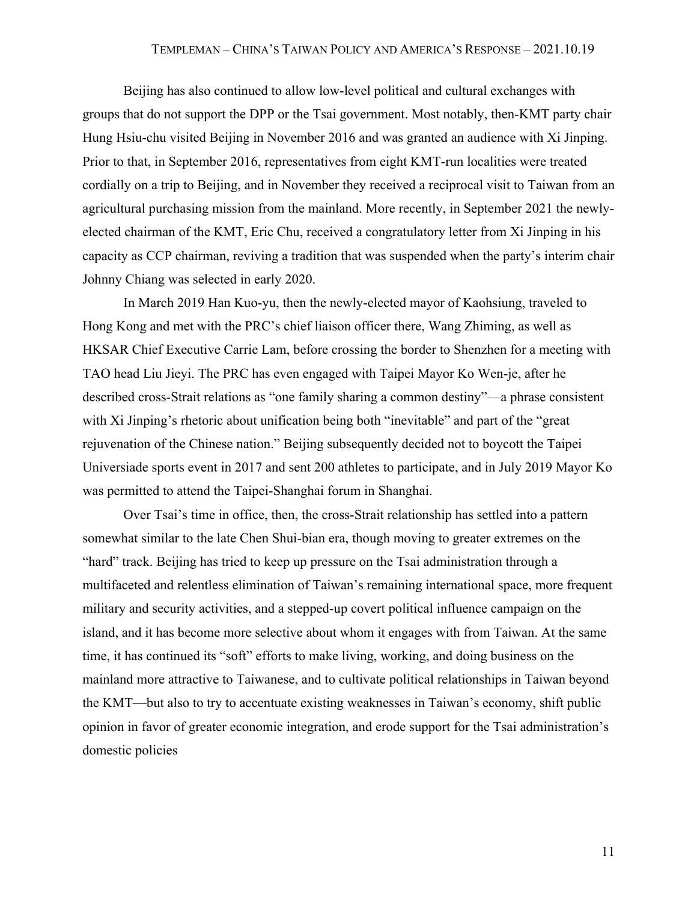Beijing has also continued to allow low-level political and cultural exchanges with groups that do not support the DPP or the Tsai government. Most notably, then-KMT party chair Hung Hsiu-chu visited Beijing in November 2016 and was granted an audience with Xi Jinping. Prior to that, in September 2016, representatives from eight KMT-run localities were treated cordially on a trip to Beijing, and in November they received a reciprocal visit to Taiwan from an agricultural purchasing mission from the mainland. More recently, in September 2021 the newly-elected chairman of the KMT, Eric Chu, received a congratulatory letter from Xi Jinping in his capacity as CCP chairman, reviving a tradition that was suspended when the party's interim chair Johnny Chiang was selected in early 2020.

In March 2019 Han Kuo-yu, then the newly-elected mayor of Kaohsiung, traveled to Hong Kong and met with the PRC's chief liaison officer there, Wang Zhiming, as well as HKSAR Chief Executive Carrie Lam, before crossing the border to Shenzhen for a meeting with TAO head Liu Jieyi. The PRC has even engaged with Taipei Mayor Ko Wen-je, after he described cross-Strait relations as "one family sharing a common destiny"—a phrase consistent with Xi Jinping's rhetoric about unification being both "inevitable" and part of the "great rejuvenation of the Chinese nation." Beijing subsequently decided not to boycott the Taipei Universiade sports event in 2017 and sent 200 athletes to participate, and in July 2019 Mayor Ko was permitted to attend the Taipei-Shanghai forum in Shanghai.

Over Tsai's time in office, then, the cross-Strait relationship has settled into a pattern somewhat similar to the late Chen Shui-bian era, though moving to greater extremes on the "hard" track. Beijing has tried to keep up pressure on the Tsai administration through a multifaceted and relentless elimination of Taiwan's remaining international space, more frequent military and security activities, and a stepped-up covert political influence campaign on the island, and it has become more selective about whom it engages with from Taiwan. At the same time, it has continued its "soft" efforts to make living, working, and doing business on the mainland more attractive to Taiwanese, and to cultivate political relationships in Taiwan beyond the KMT—but also to try to accentuate existing weaknesses in Taiwan's economy, shift public opinion in favor of greater economic integration, and erode support for the Tsai administration's domestic policies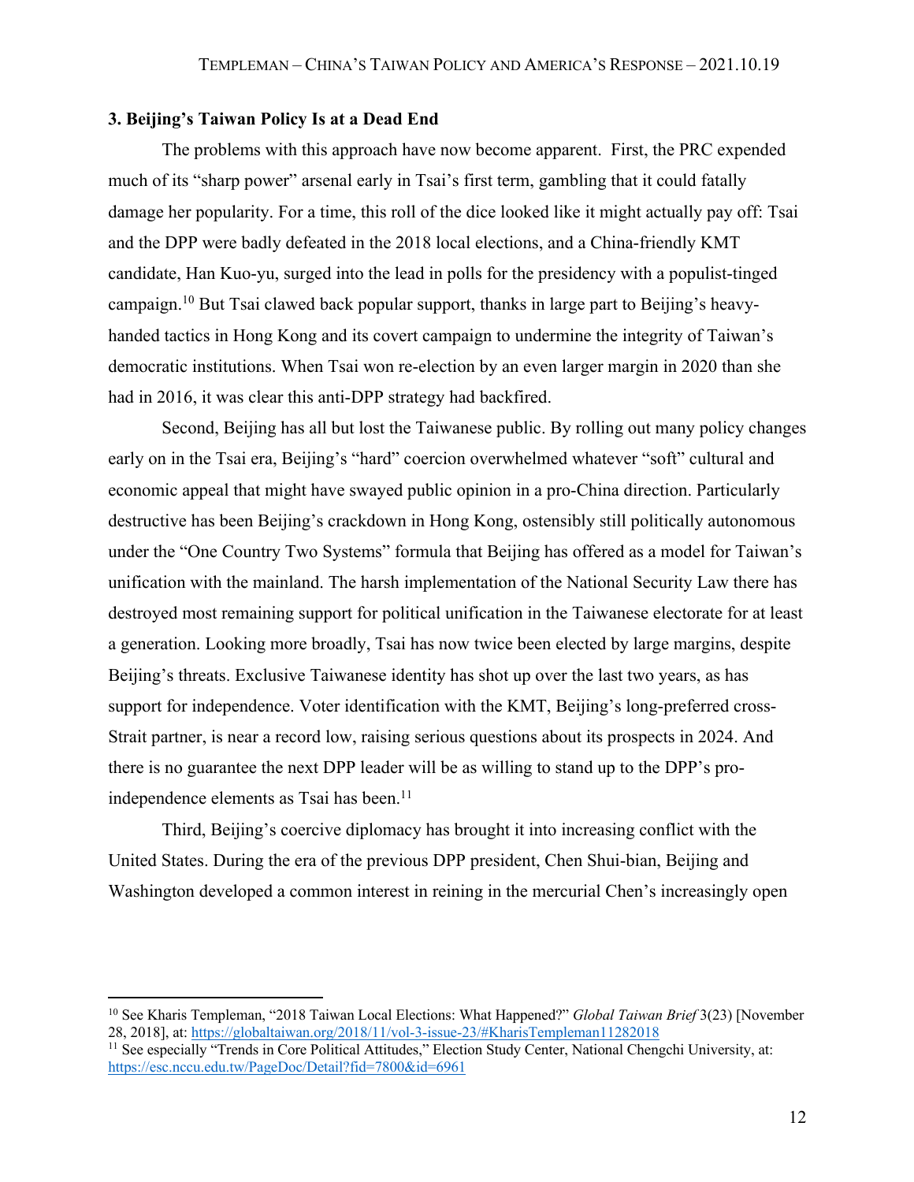### 3. Beijing's Taiwan Policy Is at a Dead End

The problems with this approach have now become apparent. First, the PRC expended much of its "sharp power" arsenal early in Tsai's first term, gambling that it could fatally damage her popularity. For a time, this roll of the dice looked like it might actually pay off: Tsai and the DPP were badly defeated in the 2018 local elections, and a China-friendly KMT candidate, Han Kuo-yu, surged into the lead in polls for the presidency with a populist-tinged campaign.[10] But Tsai clawed back popular support, thanks in large part to Beijing's heavy-handed tactics in Hong Kong and its covert campaign to undermine the integrity of Taiwan's democratic institutions. When Tsai won re-election by an even larger margin in 2020 than she had in 2016, it was clear this anti-DPP strategy had backfired.

Second, Beijing has all but lost the Taiwanese public. By rolling out many policy changes early on in the Tsai era, Beijing's "hard" coercion overwhelmed whatever "soft" cultural and economic appeal that might have swayed public opinion in a pro-China direction. Particularly destructive has been Beijing's crackdown in Hong Kong, ostensibly still politically autonomous under the "One Country Two Systems" formula that Beijing has offered as a model for Taiwan's unification with the mainland. The harsh implementation of the National Security Law there has destroyed most remaining support for political unification in the Taiwanese electorate for at least a generation. Looking more broadly, Tsai has now twice been elected by large margins, despite Beijing's threats. Exclusive Taiwanese identity has shot up over the last two years, as has support for independence. Voter identification with the KMT, Beijing's long-preferred cross-Strait partner, is near a record low, raising serious questions about its prospects in 2024. And there is no guarantee the next DPP leader will be as willing to stand up to the DPP's pro-independence elements as Tsai has been.[11]

Third, Beijing's coercive diplomacy has brought it into increasing conflict with the United States. During the era of the previous DPP president, Chen Shui-bian, Beijing and Washington developed a common interest in reining in the mercurial Chen's increasingly open

---

[10] See Kharis Templeman, "2018 Taiwan Local Elections: What Happened?" *Global Taiwan Brief* 3(23) [November 28, 2018], at: https://globaltaiwan.org/2018/11/vol-3-issue-23/#KharisTempleman11282018

[11] See especially "Trends in Core Political Attitudes," Election Study Center, National Chengchi University, at: https://esc.nccu.edu.tw/PageDoc/Detail?fid=7800&id=6961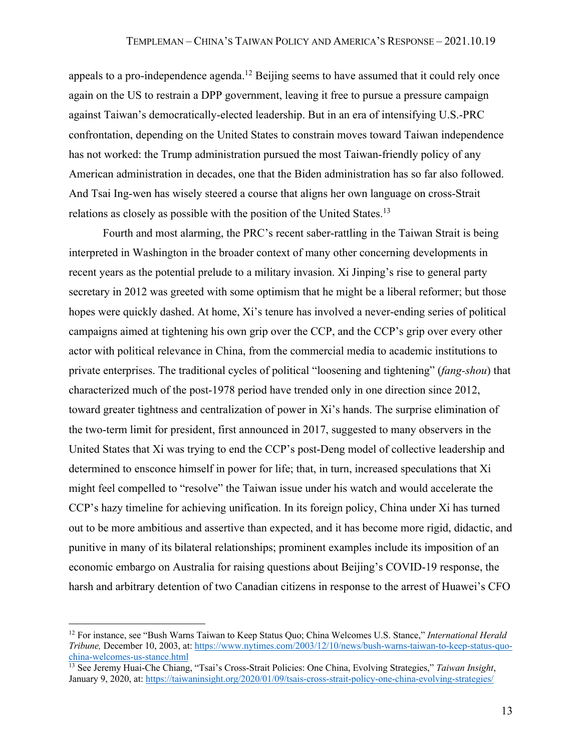appeals to a pro-independence agenda.[12] Beijing seems to have assumed that it could rely once again on the US to restrain a DPP government, leaving it free to pursue a pressure campaign against Taiwan's democratically-elected leadership. But in an era of intensifying U.S.-PRC confrontation, depending on the United States to constrain moves toward Taiwan independence has not worked: the Trump administration pursued the most Taiwan-friendly policy of any American administration in decades, one that the Biden administration has so far also followed. And Tsai Ing-wen has wisely steered a course that aligns her own language on cross-Strait relations as closely as possible with the position of the United States.[13]

Fourth and most alarming, the PRC's recent saber-rattling in the Taiwan Strait is being interpreted in Washington in the broader context of many other concerning developments in recent years as the potential prelude to a military invasion. Xi Jinping's rise to general party secretary in 2012 was greeted with some optimism that he might be a liberal reformer; but those hopes were quickly dashed. At home, Xi's tenure has involved a never-ending series of political campaigns aimed at tightening his own grip over the CCP, and the CCP's grip over every other actor with political relevance in China, from the commercial media to academic institutions to private enterprises. The traditional cycles of political "loosening and tightening" (*fang-shou*) that characterized much of the post-1978 period have trended only in one direction since 2012, toward greater tightness and centralization of power in Xi's hands. The surprise elimination of the two-term limit for president, first announced in 2017, suggested to many observers in the United States that Xi was trying to end the CCP's post-Deng model of collective leadership and determined to ensconce himself in power for life; that, in turn, increased speculations that Xi might feel compelled to "resolve" the Taiwan issue under his watch and would accelerate the CCP's hazy timeline for achieving unification. In its foreign policy, China under Xi has turned out to be more ambitious and assertive than expected, and it has become more rigid, didactic, and punitive in many of its bilateral relationships; prominent examples include its imposition of an economic embargo on Australia for raising questions about Beijing's COVID-19 response, the harsh and arbitrary detention of two Canadian citizens in response to the arrest of Huawei's CFO

---

[12] For instance, see "Bush Warns Taiwan to Keep Status Quo; China Welcomes U.S. Stance," *International Herald Tribune,* December 10, 2003, at: https://www.nytimes.com/2003/12/10/news/bush-warns-taiwan-to-keep-status-quo-china-welcomes-us-stance.html

[13] See Jeremy Huai-Che Chiang, "Tsai's Cross-Strait Policies: One China, Evolving Strategies," *Taiwan Insight*, January 9, 2020, at: https://taiwaninsight.org/2020/01/09/tsais-cross-strait-policy-one-china-evolving-strategies/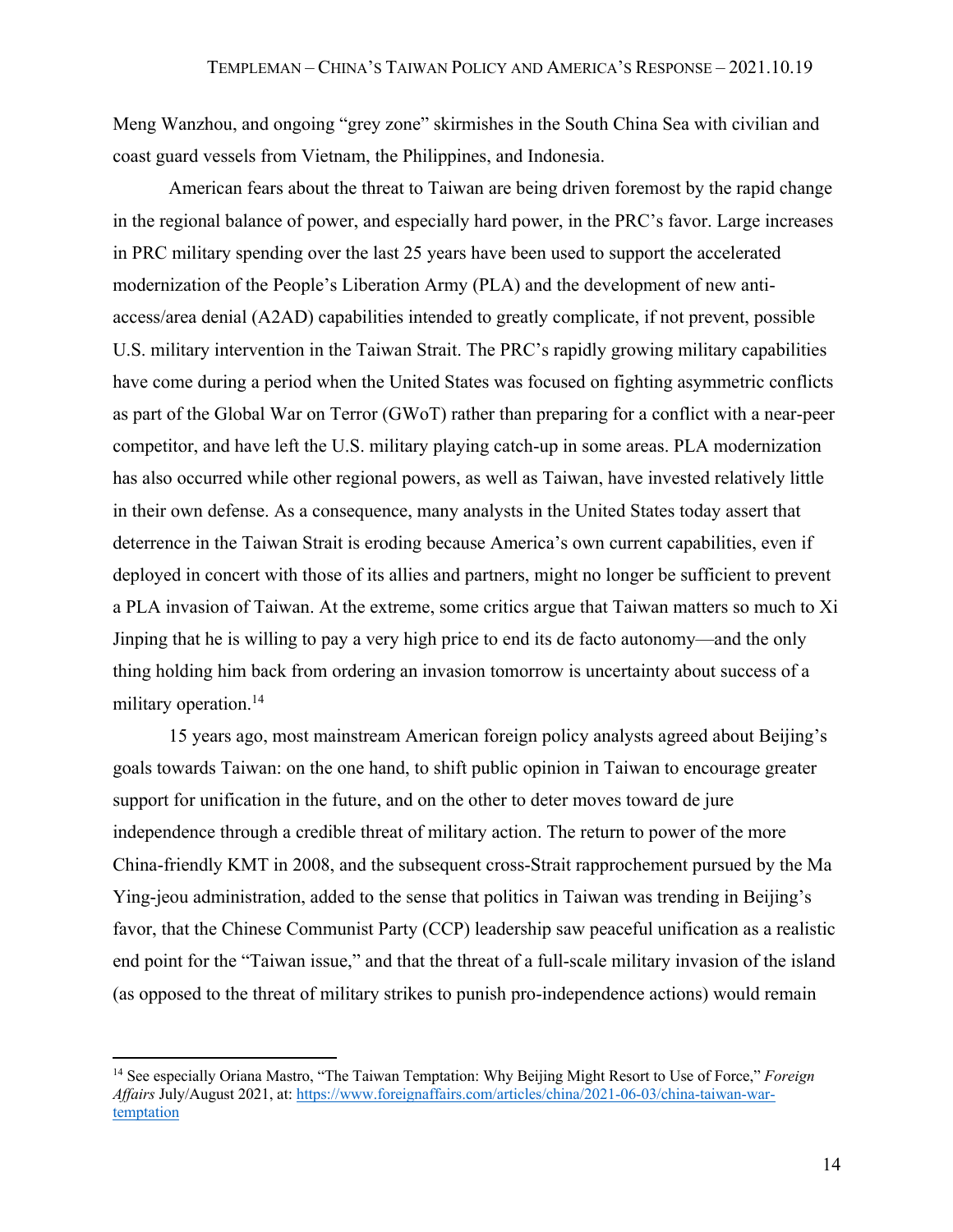Meng Wanzhou, and ongoing "grey zone" skirmishes in the South China Sea with civilian and coast guard vessels from Vietnam, the Philippines, and Indonesia.

American fears about the threat to Taiwan are being driven foremost by the rapid change in the regional balance of power, and especially hard power, in the PRC's favor. Large increases in PRC military spending over the last 25 years have been used to support the accelerated modernization of the People's Liberation Army (PLA) and the development of new anti-access/area denial (A2AD) capabilities intended to greatly complicate, if not prevent, possible U.S. military intervention in the Taiwan Strait. The PRC's rapidly growing military capabilities have come during a period when the United States was focused on fighting asymmetric conflicts as part of the Global War on Terror (GWoT) rather than preparing for a conflict with a near-peer competitor, and have left the U.S. military playing catch-up in some areas. PLA modernization has also occurred while other regional powers, as well as Taiwan, have invested relatively little in their own defense. As a consequence, many analysts in the United States today assert that deterrence in the Taiwan Strait is eroding because America's own current capabilities, even if deployed in concert with those of its allies and partners, might no longer be sufficient to prevent a PLA invasion of Taiwan. At the extreme, some critics argue that Taiwan matters so much to Xi Jinping that he is willing to pay a very high price to end its de facto autonomy—and the only thing holding him back from ordering an invasion tomorrow is uncertainty about success of a military operation.[14]

15 years ago, most mainstream American foreign policy analysts agreed about Beijing's goals towards Taiwan: on the one hand, to shift public opinion in Taiwan to encourage greater support for unification in the future, and on the other to deter moves toward de jure independence through a credible threat of military action. The return to power of the more China-friendly KMT in 2008, and the subsequent cross-Strait rapprochement pursued by the Ma Ying-jeou administration, added to the sense that politics in Taiwan was trending in Beijing's favor, that the Chinese Communist Party (CCP) leadership saw peaceful unification as a realistic end point for the "Taiwan issue," and that the threat of a full-scale military invasion of the island (as opposed to the threat of military strikes to punish pro-independence actions) would remain

---

[14] See especially Oriana Mastro, "The Taiwan Temptation: Why Beijing Might Resort to Use of Force," *Foreign Affairs* July/August 2021, at: https://www.foreignaffairs.com/articles/china/2021-06-03/china-taiwan-war-temptation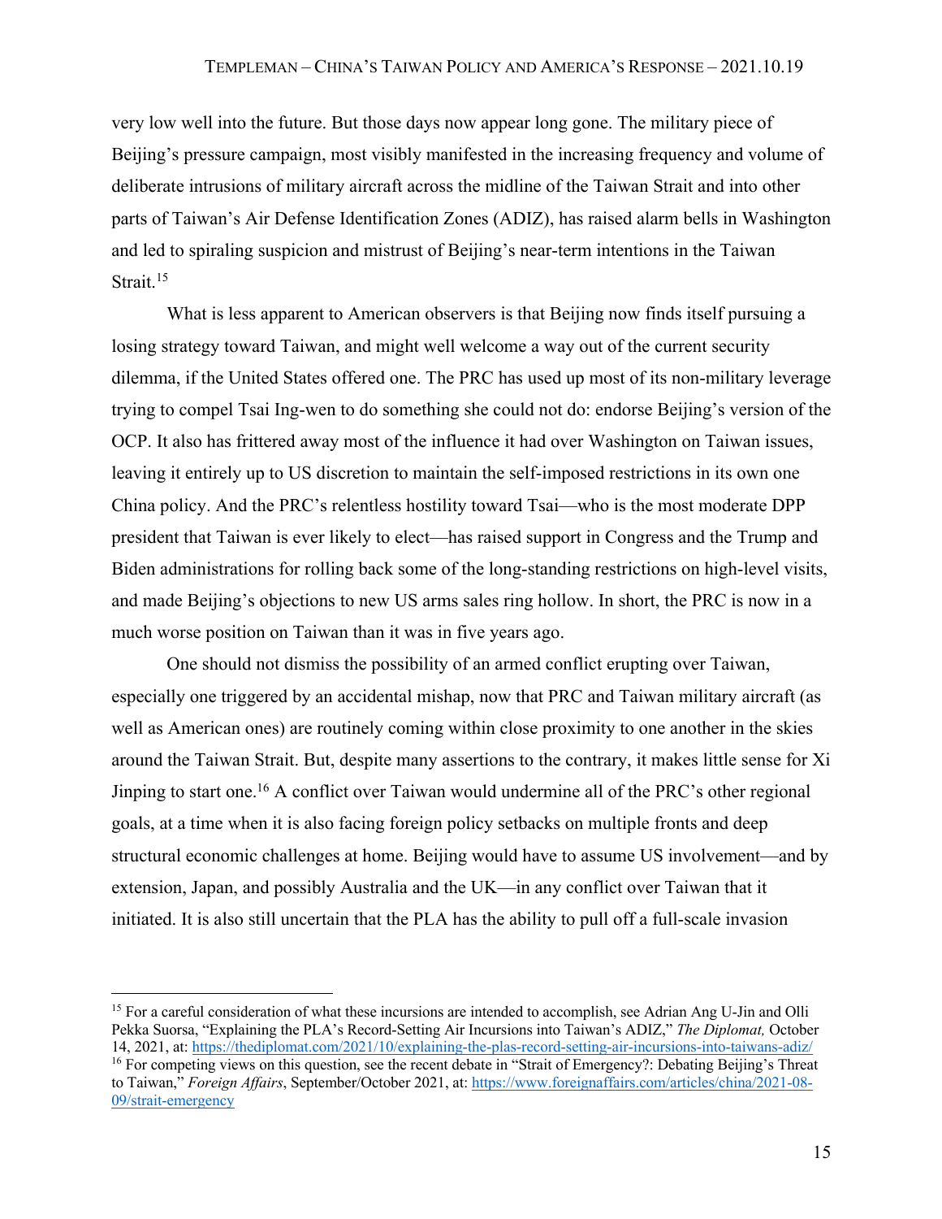very low well into the future. But those days now appear long gone. The military piece of Beijing's pressure campaign, most visibly manifested in the increasing frequency and volume of deliberate intrusions of military aircraft across the midline of the Taiwan Strait and into other parts of Taiwan's Air Defense Identification Zones (ADIZ), has raised alarm bells in Washington and led to spiraling suspicion and mistrust of Beijing's near-term intentions in the Taiwan Strait.[15]

What is less apparent to American observers is that Beijing now finds itself pursuing a losing strategy toward Taiwan, and might well welcome a way out of the current security dilemma, if the United States offered one. The PRC has used up most of its non-military leverage trying to compel Tsai Ing-wen to do something she could not do: endorse Beijing's version of the OCP. It also has frittered away most of the influence it had over Washington on Taiwan issues, leaving it entirely up to US discretion to maintain the self-imposed restrictions in its own one China policy. And the PRC's relentless hostility toward Tsai—who is the most moderate DPP president that Taiwan is ever likely to elect—has raised support in Congress and the Trump and Biden administrations for rolling back some of the long-standing restrictions on high-level visits, and made Beijing's objections to new US arms sales ring hollow. In short, the PRC is now in a much worse position on Taiwan than it was in five years ago.

One should not dismiss the possibility of an armed conflict erupting over Taiwan, especially one triggered by an accidental mishap, now that PRC and Taiwan military aircraft (as well as American ones) are routinely coming within close proximity to one another in the skies around the Taiwan Strait. But, despite many assertions to the contrary, it makes little sense for Xi Jinping to start one.[16] A conflict over Taiwan would undermine all of the PRC's other regional goals, at a time when it is also facing foreign policy setbacks on multiple fronts and deep structural economic challenges at home. Beijing would have to assume US involvement—and by extension, Japan, and possibly Australia and the UK—in any conflict over Taiwan that it initiated. It is also still uncertain that the PLA has the ability to pull off a full-scale invasion

---

[15] For a careful consideration of what these incursions are intended to accomplish, see Adrian Ang U-Jin and Olli Pekka Suorsa, "Explaining the PLA's Record-Setting Air Incursions into Taiwan's ADIZ," *The Diplomat,* October 14, 2021, at: https://thediplomat.com/2021/10/explaining-the-plas-record-setting-air-incursions-into-taiwans-adiz/

[16] For competing views on this question, see the recent debate in "Strait of Emergency?: Debating Beijing's Threat to Taiwan," *Foreign Affairs*, September/October 2021, at: https://www.foreignaffairs.com/articles/china/2021-08-09/strait-emergency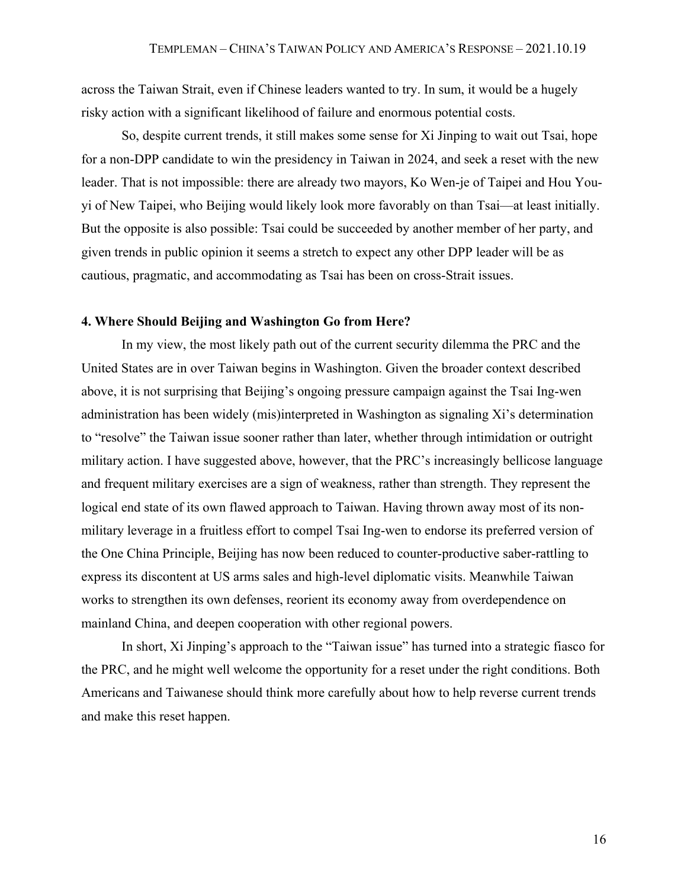across the Taiwan Strait, even if Chinese leaders wanted to try. In sum, it would be a hugely risky action with a significant likelihood of failure and enormous potential costs.

So, despite current trends, it still makes some sense for Xi Jinping to wait out Tsai, hope for a non-DPP candidate to win the presidency in Taiwan in 2024, and seek a reset with the new leader. That is not impossible: there are already two mayors, Ko Wen-je of Taipei and Hou You-yi of New Taipei, who Beijing would likely look more favorably on than Tsai—at least initially. But the opposite is also possible: Tsai could be succeeded by another member of her party, and given trends in public opinion it seems a stretch to expect any other DPP leader will be as cautious, pragmatic, and accommodating as Tsai has been on cross-Strait issues.

## 4. Where Should Beijing and Washington Go from Here?

In my view, the most likely path out of the current security dilemma the PRC and the United States are in over Taiwan begins in Washington. Given the broader context described above, it is not surprising that Beijing's ongoing pressure campaign against the Tsai Ing-wen administration has been widely (mis)interpreted in Washington as signaling Xi's determination to "resolve" the Taiwan issue sooner rather than later, whether through intimidation or outright military action. I have suggested above, however, that the PRC's increasingly bellicose language and frequent military exercises are a sign of weakness, rather than strength. They represent the logical end state of its own flawed approach to Taiwan. Having thrown away most of its non-military leverage in a fruitless effort to compel Tsai Ing-wen to endorse its preferred version of the One China Principle, Beijing has now been reduced to counter-productive saber-rattling to express its discontent at US arms sales and high-level diplomatic visits. Meanwhile Taiwan works to strengthen its own defenses, reorient its economy away from overdependence on mainland China, and deepen cooperation with other regional powers.

In short, Xi Jinping's approach to the "Taiwan issue" has turned into a strategic fiasco for the PRC, and he might well welcome the opportunity for a reset under the right conditions. Both Americans and Taiwanese should think more carefully about how to help reverse current trends and make this reset happen.